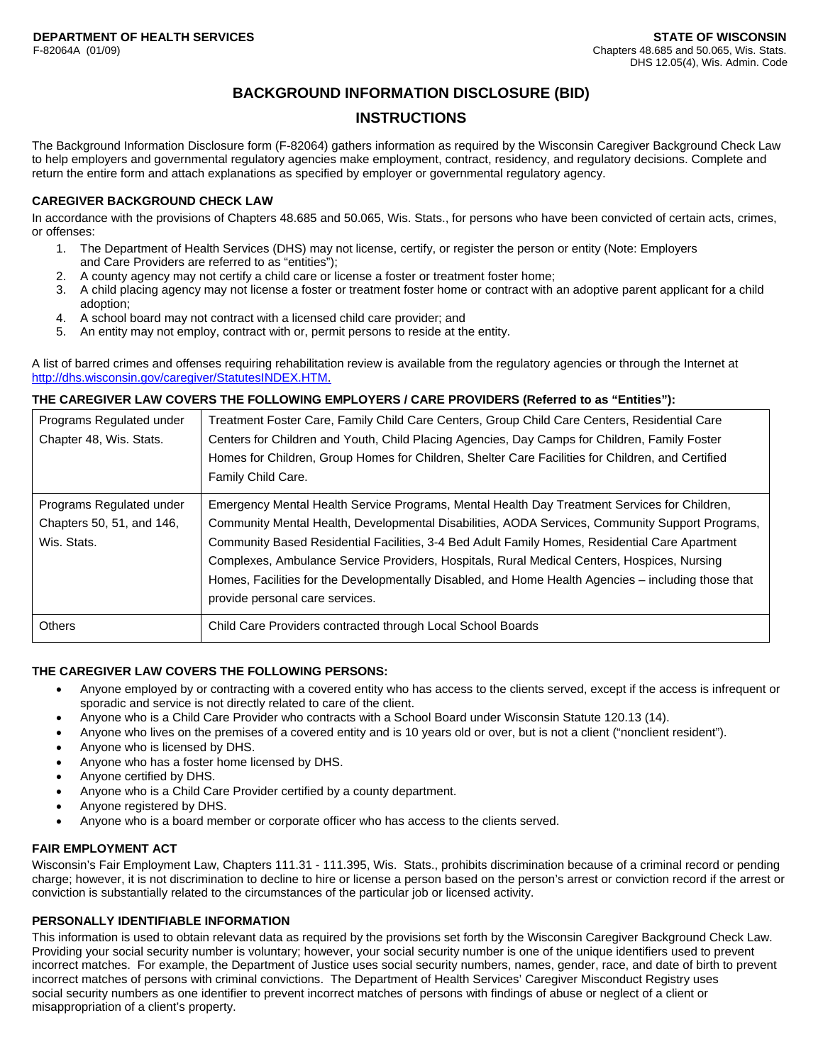**DEPARTMENT OF HEALTH SERVICES**
F-82064A (01/09)

**STATE OF WISCONSIN**
Chapters 48.685 and 50.065, Wis. Stats.
DHS 12.05(4), Wis. Admin. Code

# BACKGROUND INFORMATION DISCLOSURE (BID)

# INSTRUCTIONS

The Background Information Disclosure form (F-82064) gathers information as required by the Wisconsin Caregiver Background Check Law to help employers and governmental regulatory agencies make employment, contract, residency, and regulatory decisions. Complete and return the entire form and attach explanations as specified by employer or governmental regulatory agency.

## CAREGIVER BACKGROUND CHECK LAW

In accordance with the provisions of Chapters 48.685 and 50.065, Wis. Stats., for persons who have been convicted of certain acts, crimes, or offenses:

1. The Department of Health Services (DHS) may not license, certify, or register the person or entity (Note: Employers and Care Providers are referred to as "entities");
2. A county agency may not certify a child care or license a foster or treatment foster home;
3. A child placing agency may not license a foster or treatment foster home or contract with an adoptive parent applicant for a child adoption;
4. A school board may not contract with a licensed child care provider; and
5. An entity may not employ, contract with or, permit persons to reside at the entity.

A list of barred crimes and offenses requiring rehabilitation review is available from the regulatory agencies or through the Internet at http://dhs.wisconsin.gov/caregiver/StatutesINDEX.HTM.

## THE CAREGIVER LAW COVERS THE FOLLOWING EMPLOYERS / CARE PROVIDERS (Referred to as "Entities"):

| | |
|---|---|
| Programs Regulated under Chapter 48, Wis. Stats. | Treatment Foster Care, Family Child Care Centers, Group Child Care Centers, Residential Care Centers for Children and Youth, Child Placing Agencies, Day Camps for Children, Family Foster Homes for Children, Group Homes for Children, Shelter Care Facilities for Children, and Certified Family Child Care. |
| Programs Regulated under Chapters 50, 51, and 146, Wis. Stats. | Emergency Mental Health Service Programs, Mental Health Day Treatment Services for Children, Community Mental Health, Developmental Disabilities, AODA Services, Community Support Programs, Community Based Residential Facilities, 3-4 Bed Adult Family Homes, Residential Care Apartment Complexes, Ambulance Service Providers, Hospitals, Rural Medical Centers, Hospices, Nursing Homes, Facilities for the Developmentally Disabled, and Home Health Agencies – including those that provide personal care services. |
| Others | Child Care Providers contracted through Local School Boards |

## THE CAREGIVER LAW COVERS THE FOLLOWING PERSONS:

- Anyone employed by or contracting with a covered entity who has access to the clients served, except if the access is infrequent or sporadic and service is not directly related to care of the client.
- Anyone who is a Child Care Provider who contracts with a School Board under Wisconsin Statute 120.13 (14).
- Anyone who lives on the premises of a covered entity and is 10 years old or over, but is not a client ("nonclient resident").
- Anyone who is licensed by DHS.
- Anyone who has a foster home licensed by DHS.
- Anyone certified by DHS.
- Anyone who is a Child Care Provider certified by a county department.
- Anyone registered by DHS.
- Anyone who is a board member or corporate officer who has access to the clients served.

## FAIR EMPLOYMENT ACT

Wisconsin's Fair Employment Law, Chapters 111.31 - 111.395, Wis. Stats., prohibits discrimination because of a criminal record or pending charge; however, it is not discrimination to decline to hire or license a person based on the person's arrest or conviction record if the arrest or conviction is substantially related to the circumstances of the particular job or licensed activity.

## PERSONALLY IDENTIFIABLE INFORMATION

This information is used to obtain relevant data as required by the provisions set forth by the Wisconsin Caregiver Background Check Law. Providing your social security number is voluntary; however, your social security number is one of the unique identifiers used to prevent incorrect matches. For example, the Department of Justice uses social security numbers, names, gender, race, and date of birth to prevent incorrect matches of persons with criminal convictions. The Department of Health Services' Caregiver Misconduct Registry uses social security numbers as one identifier to prevent incorrect matches of persons with findings of abuse or neglect of a client or misappropriation of a client's property.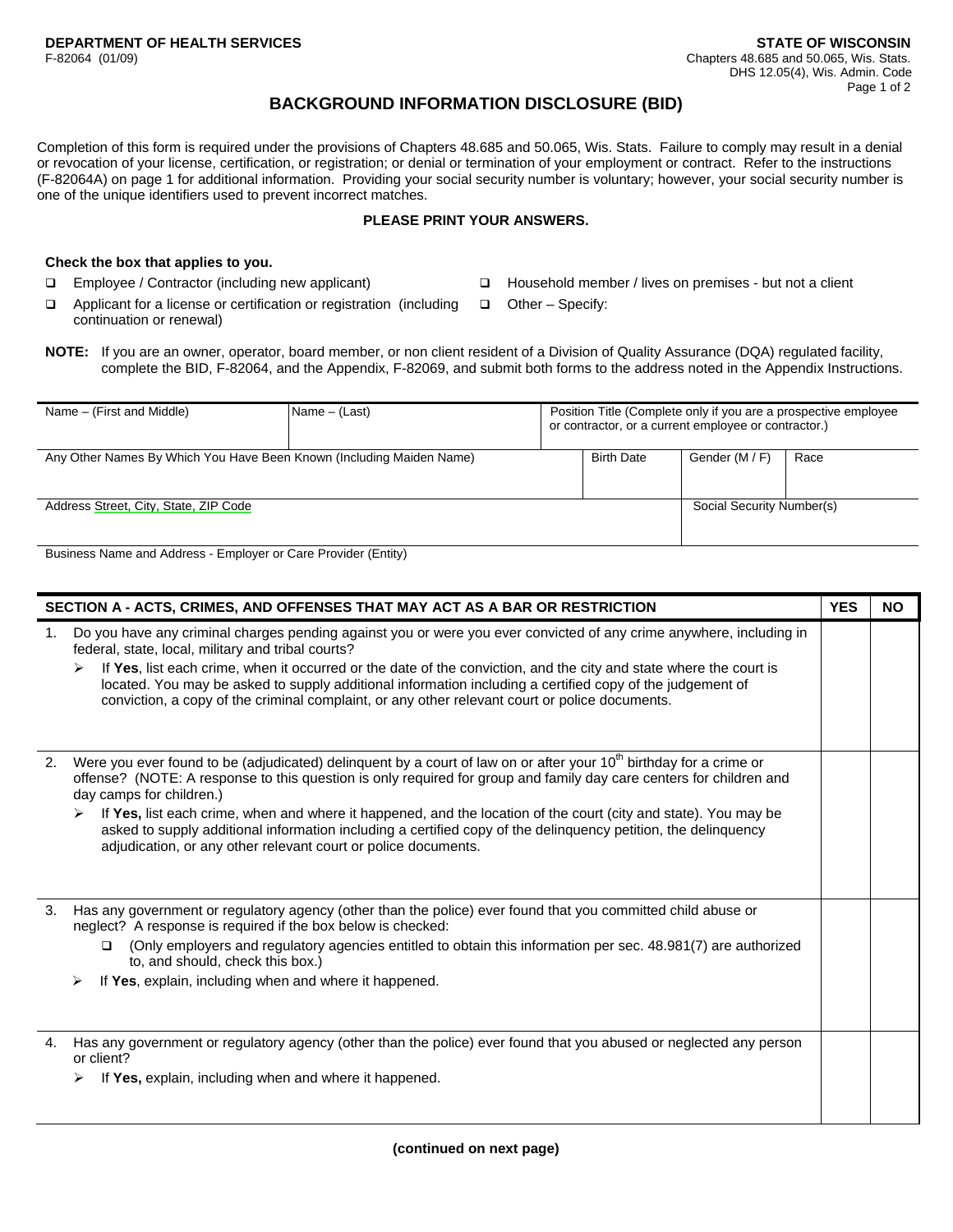DEPARTMENT OF HEALTH SERVICES
F-82064 (01/09)

STATE OF WISCONSIN
Chapters 48.685 and 50.065, Wis. Stats.
DHS 12.05(4), Wis. Admin. Code

# BACKGROUND INFORMATION DISCLOSURE (BID)

Completion of this form is required under the provisions of Chapters 48.685 and 50.065, Wis. Stats. Failure to comply may result in a denial or revocation of your license, certification, or registration; or denial or termination of your employment or contract. Refer to the instructions (F-82064A) on page 1 for additional information. Providing your social security number is voluntary; however, your social security number is one of the unique identifiers used to prevent incorrect matches.

**PLEASE PRINT YOUR ANSWERS.**

**Check the box that applies to you.**

- ☐ Employee / Contractor (including new applicant)
- ☐ Applicant for a license or certification or registration (including continuation or renewal)
- ☐ Household member / lives on premises - but not a client
- ☐ Other – Specify:

**NOTE:** If you are an owner, operator, board member, or non client resident of a Division of Quality Assurance (DQA) regulated facility, complete the BID, F-82064, and the Appendix, F-82069, and submit both forms to the address noted in the Appendix Instructions.

| Name – (First and Middle) | Name – (Last) | Position Title (Complete only if you are a prospective employee or contractor, or a current employee or contractor.) | |
|---|---|---|---|
| Any Other Names By Which You Have Been Known (Including Maiden Name) | Birth Date | Gender (M / F) | Race |
| Address Street, City, State, ZIP Code | | Social Security Number(s) | |
| Business Name and Address - Employer or Care Provider (Entity) | | | |

| SECTION A - ACTS, CRIMES, AND OFFENSES THAT MAY ACT AS A BAR OR RESTRICTION | YES | NO |
|---|---|---|
| 1. Do you have any criminal charges pending against you or were you ever convicted of any crime anywhere, including in federal, state, local, military and tribal courts?<br>➢ If **Yes**, list each crime, when it occurred or the date of the conviction, and the city and state where the court is located. You may be asked to supply additional information including a certified copy of the judgement of conviction, a copy of the criminal complaint, or any other relevant court or police documents. | | |
| 2. Were you ever found to be (adjudicated) delinquent by a court of law on or after your 10th birthday for a crime or offense? (NOTE: A response to this question is only required for group and family day care centers for children and day camps for children.)<br>➢ If **Yes,** list each crime, when and where it happened, and the location of the court (city and state). You may be asked to supply additional information including a certified copy of the delinquency petition, the delinquency adjudication, or any other relevant court or police documents. | | |
| 3. Has any government or regulatory agency (other than the police) ever found that you committed child abuse or neglect? A response is required if the box below is checked:<br>☐ (Only employers and regulatory agencies entitled to obtain this information per sec. 48.981(7) are authorized to, and should, check this box.)<br>➢ If **Yes**, explain, including when and where it happened. | | |
| 4. Has any government or regulatory agency (other than the police) ever found that you abused or neglected any person or client?<br>➢ If **Yes,** explain, including when and where it happened. | | |

**(continued on next page)**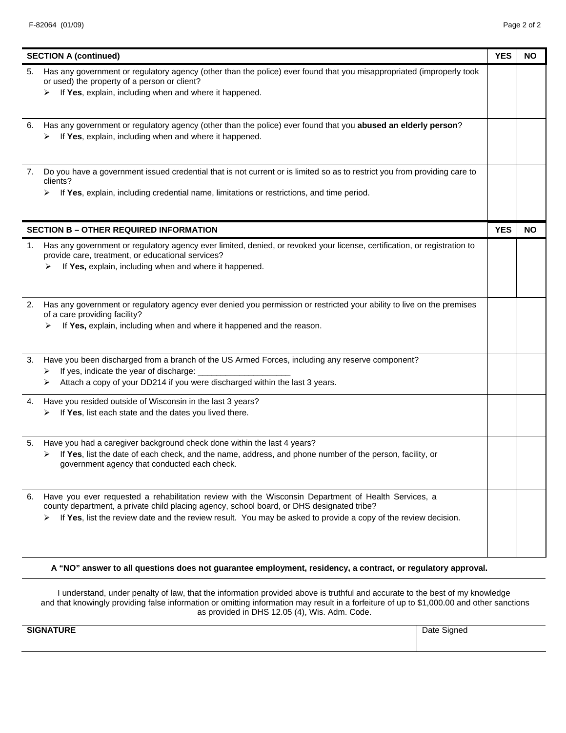| SECTION A (continued) | YES | NO |
|---|---|---|
| 5. Has any government or regulatory agency (other than the police) ever found that you misappropriated (improperly took or used) the property of a person or client?<br>➢ If **Yes**, explain, including when and where it happened. | | |
| 6. Has any government or regulatory agency (other than the police) ever found that you **abused an elderly person**?<br>➢ If **Yes**, explain, including when and where it happened. | | |
| 7. Do you have a government issued credential that is not current or is limited so as to restrict you from providing care to clients?<br>➢ If **Yes**, explain, including credential name, limitations or restrictions, and time period. | | |

| SECTION B – OTHER REQUIRED INFORMATION | YES | NO |
|---|---|---|
| 1. Has any government or regulatory agency ever limited, denied, or revoked your license, certification, or registration to provide care, treatment, or educational services?<br>➢ If **Yes,** explain, including when and where it happened. | | |
| 2. Has any government or regulatory agency ever denied you permission or restricted your ability to live on the premises of a care providing facility?<br>➢ If **Yes,** explain, including when and where it happened and the reason. | | |
| 3. Have you been discharged from a branch of the US Armed Forces, including any reserve component?<br>➢ If yes, indicate the year of discharge: ___________________<br>➢ Attach a copy of your DD214 if you were discharged within the last 3 years. | | |
| 4. Have you resided outside of Wisconsin in the last 3 years?<br>➢ If **Yes**, list each state and the dates you lived there. | | |
| 5. Have you had a caregiver background check done within the last 4 years?<br>➢ If **Yes**, list the date of each check, and the name, address, and phone number of the person, facility, or government agency that conducted each check. | | |
| 6. Have you ever requested a rehabilitation review with the Wisconsin Department of Health Services, a county department, a private child placing agency, school board, or DHS designated tribe?<br>➢ If **Yes**, list the review date and the review result. You may be asked to provide a copy of the review decision. | | |

**A "NO" answer to all questions does not guarantee employment, residency, a contract, or regulatory approval.**

I understand, under penalty of law, that the information provided above is truthful and accurate to the best of my knowledge and that knowingly providing false information or omitting information may result in a forfeiture of up to $1,000.00 and other sanctions as provided in DHS 12.05 (4), Wis. Adm. Code.

| SIGNATURE | Date Signed |
|---|---|
| | |